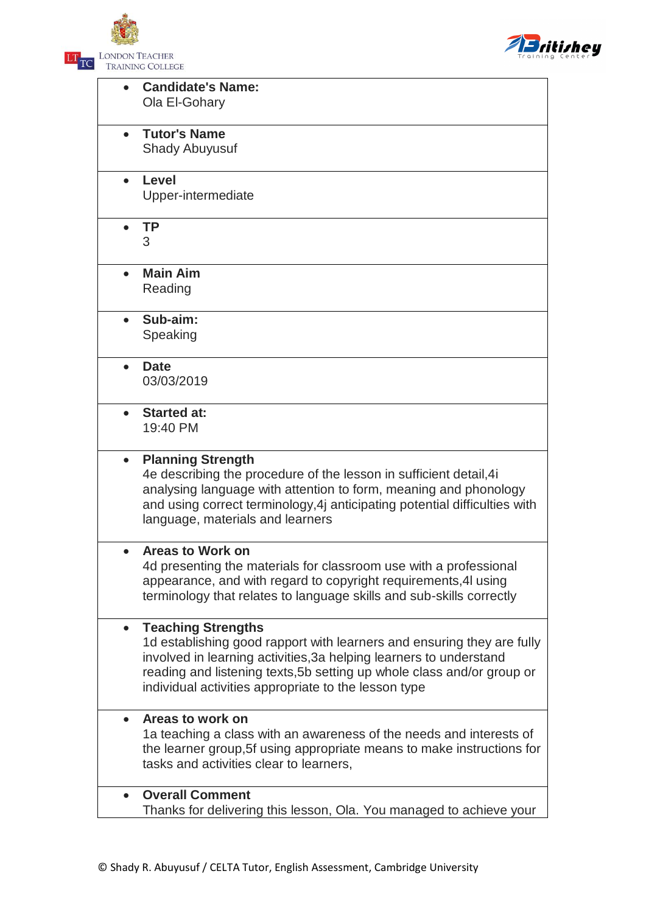LONDON TEACHER TRAINING COLLEGE

Britishey Training Center

- **Candidate's Name:**
  Ola El-Gohary

- **Tutor's Name**
  Shady Abuyusuf

- **Level**
  Upper-intermediate

- **TP**
  3

- **Main Aim**
  Reading

- **Sub-aim:**
  Speaking

- **Date**
  03/03/2019

- **Started at:**
  19:40 PM

- **Planning Strength**
  4e describing the procedure of the lesson in sufficient detail,4i analysing language with attention to form, meaning and phonology and using correct terminology,4j anticipating potential difficulties with language, materials and learners

- **Areas to Work on**
  4d presenting the materials for classroom use with a professional appearance, and with regard to copyright requirements,4l using terminology that relates to language skills and sub-skills correctly

- **Teaching Strengths**
  1d establishing good rapport with learners and ensuring they are fully involved in learning activities,3a helping learners to understand reading and listening texts,5b setting up whole class and/or group or individual activities appropriate to the lesson type

- **Areas to work on**
  1a teaching a class with an awareness of the needs and interests of the learner group,5f using appropriate means to make instructions for tasks and activities clear to learners,

- **Overall Comment**
  Thanks for delivering this lesson, Ola. You managed to achieve your

© Shady R. Abuyusuf / CELTA Tutor, English Assessment, Cambridge University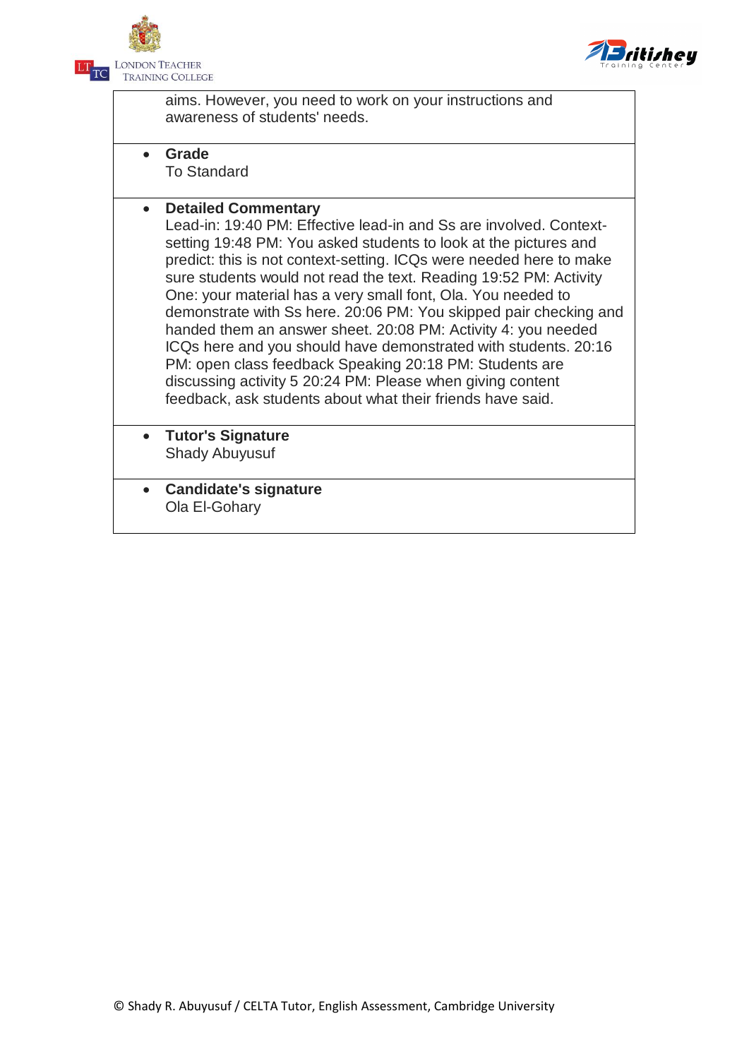aims. However, you need to work on your instructions and awareness of students' needs.

- **Grade**
  To Standard

- **Detailed Commentary**
  Lead-in: 19:40 PM: Effective lead-in and Ss are involved. Context-setting 19:48 PM: You asked students to look at the pictures and predict: this is not context-setting. ICQs were needed here to make sure students would not read the text. Reading 19:52 PM: Activity One: your material has a very small font, Ola. You needed to demonstrate with Ss here. 20:06 PM: You skipped pair checking and handed them an answer sheet. 20:08 PM: Activity 4: you needed ICQs here and you should have demonstrated with students. 20:16 PM: open class feedback Speaking 20:18 PM: Students are discussing activity 5 20:24 PM: Please when giving content feedback, ask students about what their friends have said.

- **Tutor's Signature**
  Shady Abuyusuf

- **Candidate's signature**
  Ola El-Gohary

© Shady R. Abuyusuf / CELTA Tutor, English Assessment, Cambridge University